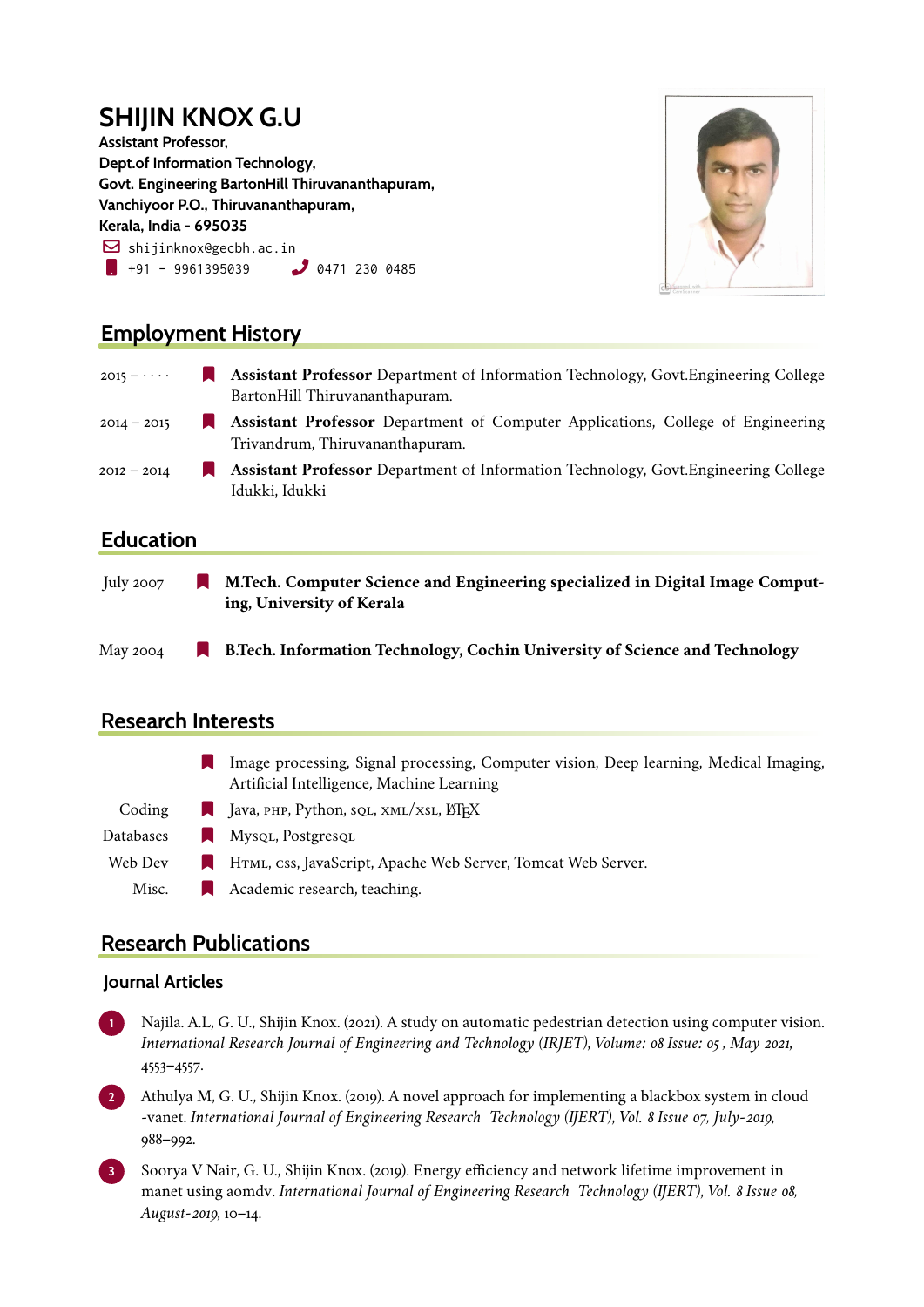# SHIJIN KNOX G.U

**Assistant Professor,**
**Dept.of Information Technology,**
**Govt. Engineering BartonHill Thiruvananthapuram,**
**Vanchiyoor P.O., Thiruvananthapuram,**
**Kerala, India - 695035**

shijinknox@gecbh.ac.in
+91 - 9961395039    0471 230 0485

## Employment History

2015 – · · · · **Assistant Professor** Department of Information Technology, Govt.Engineering College BartonHill Thiruvananthapuram.

2014 – 2015 **Assistant Professor** Department of Computer Applications, College of Engineering Trivandrum, Thiruvananthapuram.

2012 – 2014 **Assistant Professor** Department of Information Technology, Govt.Engineering College Idukki, Idukki

## Education

July 2007 **M.Tech. Computer Science and Engineering specialized in Digital Image Computing, University of Kerala**

May 2004 **B.Tech. Information Technology, Cochin University of Science and Technology**

## Research Interests

- Image processing, Signal processing, Computer vision, Deep learning, Medical Imaging, Artificial Intelligence, Machine Learning

Coding: Java, PHP, Python, SQL, XML/XSL, LaTeX

Databases: MySQL, PostgreSQL

Web Dev: HTML, css, JavaScript, Apache Web Server, Tomcat Web Server.

Misc.: Academic research, teaching.

## Research Publications

### Journal Articles

1. Najila. A.L, G. U., Shijin Knox. (2021). A study on automatic pedestrian detection using computer vision. *International Research Journal of Engineering and Technology (IRJET), Volume: 08 Issue: 05 , May 2021*, 4553–4557.

2. Athulya M, G. U., Shijin Knox. (2019). A novel approach for implementing a blackbox system in cloud -vanet. *International Journal of Engineering Research Technology (IJERT), Vol. 8 Issue 07, July-2019*, 988–992.

3. Soorya V Nair, G. U., Shijin Knox. (2019). Energy efficiency and network lifetime improvement in manet using aomdv. *International Journal of Engineering Research Technology (IJERT), Vol. 8 Issue 08, August-2019*, 10–14.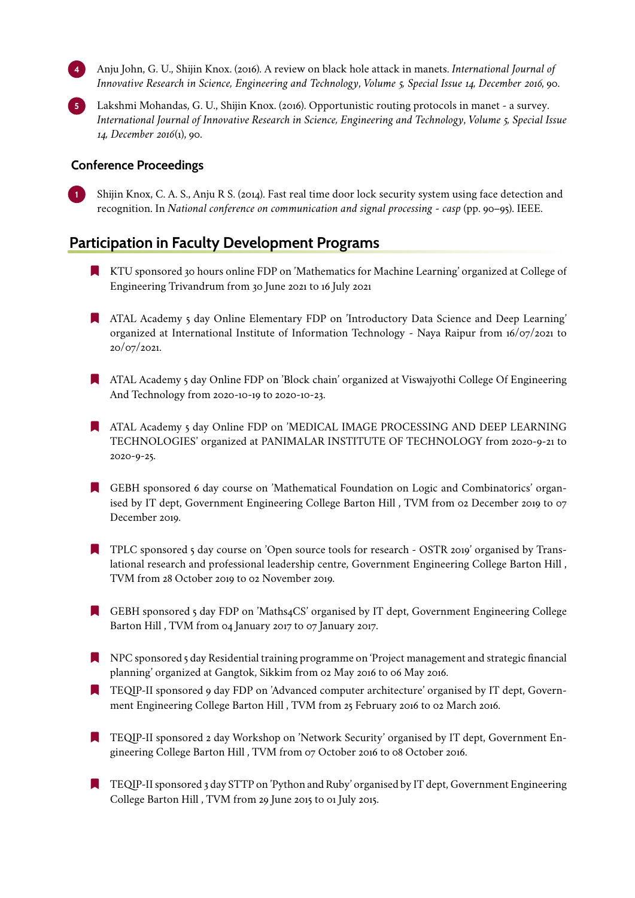4. Anju John, G. U., Shijin Knox. (2016). A review on black hole attack in manets. *International Journal of Innovative Research in Science, Engineering and Technology*, *Volume 5, Special Issue 14, December 2016*, 90.

5. Lakshmi Mohandas, G. U., Shijin Knox. (2016). Opportunistic routing protocols in manet - a survey. *International Journal of Innovative Research in Science, Engineering and Technology*, *Volume 5, Special Issue 14, December 2016*(1), 90.

### Conference Proceedings

1. Shijin Knox, C. A. S., Anju R S. (2014). Fast real time door lock security system using face detection and recognition. In *National conference on communication and signal processing - casp* (pp. 90–95). IEEE.

## Participation in Faculty Development Programs

- KTU sponsored 30 hours online FDP on 'Mathematics for Machine Learning' organized at College of Engineering Trivandrum from 30 June 2021 to 16 July 2021
- ATAL Academy 5 day Online Elementary FDP on 'Introductory Data Science and Deep Learning' organized at International Institute of Information Technology - Naya Raipur from 16/07/2021 to 20/07/2021.
- ATAL Academy 5 day Online FDP on 'Block chain' organized at Viswajyothi College Of Engineering And Technology from 2020-10-19 to 2020-10-23.
- ATAL Academy 5 day Online FDP on 'MEDICAL IMAGE PROCESSING AND DEEP LEARNING TECHNOLOGIES' organized at PANIMALAR INSTITUTE OF TECHNOLOGY from 2020-9-21 to 2020-9-25.
- GEBH sponsored 6 day course on 'Mathematical Foundation on Logic and Combinatorics' organised by IT dept, Government Engineering College Barton Hill , TVM from 02 December 2019 to 07 December 2019.
- TPLC sponsored 5 day course on 'Open source tools for research - OSTR 2019' organised by Translational research and professional leadership centre, Government Engineering College Barton Hill , TVM from 28 October 2019 to 02 November 2019.
- GEBH sponsored 5 day FDP on 'Maths4CS' organised by IT dept, Government Engineering College Barton Hill , TVM from 04 January 2017 to 07 January 2017.
- NPC sponsored 5 day Residential training programme on 'Project management and strategic financial planning' organized at Gangtok, Sikkim from 02 May 2016 to 06 May 2016.
- TEQIP-II sponsored 9 day FDP on 'Advanced computer architecture' organised by IT dept, Government Engineering College Barton Hill , TVM from 25 February 2016 to 02 March 2016.
- TEQIP-II sponsored 2 day Workshop on 'Network Security' organised by IT dept, Government Engineering College Barton Hill , TVM from 07 October 2016 to 08 October 2016.
- TEQIP-II sponsored 3 day STTP on 'Python and Ruby' organised by IT dept, Government Engineering College Barton Hill , TVM from 29 June 2015 to 01 July 2015.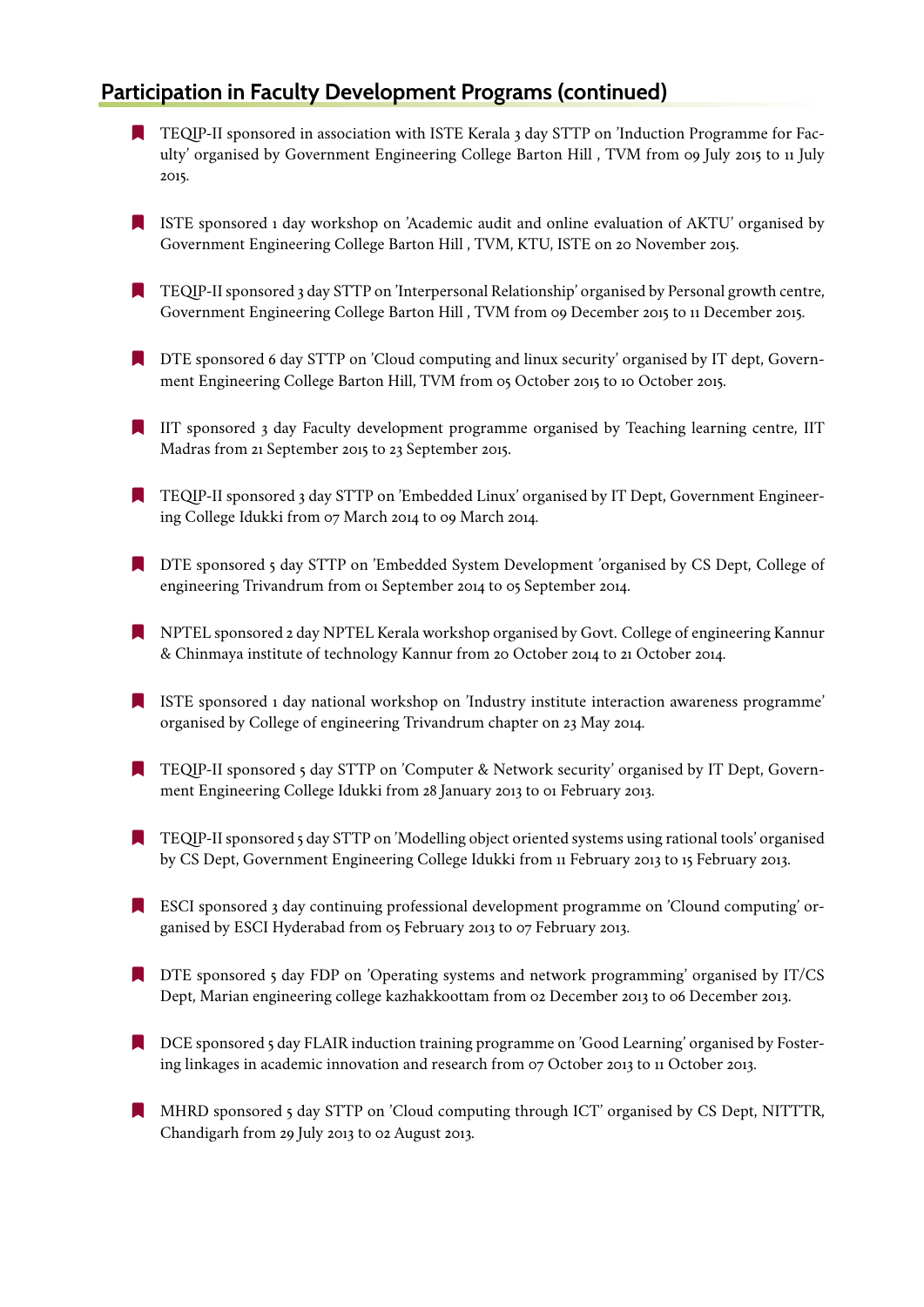## Participation in Faculty Development Programs (continued)

- TEQIP-II sponsored in association with ISTE Kerala 3 day STTP on 'Induction Programme for Faculty' organised by Government Engineering College Barton Hill , TVM from 09 July 2015 to 11 July 2015.
- ISTE sponsored 1 day workshop on 'Academic audit and online evaluation of AKTU' organised by Government Engineering College Barton Hill , TVM, KTU, ISTE on 20 November 2015.
- TEQIP-II sponsored 3 day STTP on 'Interpersonal Relationship' organised by Personal growth centre, Government Engineering College Barton Hill , TVM from 09 December 2015 to 11 December 2015.
- DTE sponsored 6 day STTP on 'Cloud computing and linux security' organised by IT dept, Government Engineering College Barton Hill, TVM from 05 October 2015 to 10 October 2015.
- IIT sponsored 3 day Faculty development programme organised by Teaching learning centre, IIT Madras from 21 September 2015 to 23 September 2015.
- TEQIP-II sponsored 3 day STTP on 'Embedded Linux' organised by IT Dept, Government Engineering College Idukki from 07 March 2014 to 09 March 2014.
- DTE sponsored 5 day STTP on 'Embedded System Development 'organised by CS Dept, College of engineering Trivandrum from 01 September 2014 to 05 September 2014.
- NPTEL sponsored 2 day NPTEL Kerala workshop organised by Govt. College of engineering Kannur & Chinmaya institute of technology Kannur from 20 October 2014 to 21 October 2014.
- ISTE sponsored 1 day national workshop on 'Industry institute interaction awareness programme' organised by College of engineering Trivandrum chapter on 23 May 2014.
- TEQIP-II sponsored 5 day STTP on 'Computer & Network security' organised by IT Dept, Government Engineering College Idukki from 28 January 2013 to 01 February 2013.
- TEQIP-II sponsored 5 day STTP on 'Modelling object oriented systems using rational tools' organised by CS Dept, Government Engineering College Idukki from 11 February 2013 to 15 February 2013.
- ESCI sponsored 3 day continuing professional development programme on 'Clound computing' organised by ESCI Hyderabad from 05 February 2013 to 07 February 2013.
- DTE sponsored 5 day FDP on 'Operating systems and network programming' organised by IT/CS Dept, Marian engineering college kazhakkoottam from 02 December 2013 to 06 December 2013.
- DCE sponsored 5 day FLAIR induction training programme on 'Good Learning' organised by Fostering linkages in academic innovation and research from 07 October 2013 to 11 October 2013.
- MHRD sponsored 5 day STTP on 'Cloud computing through ICT' organised by CS Dept, NITTTR, Chandigarh from 29 July 2013 to 02 August 2013.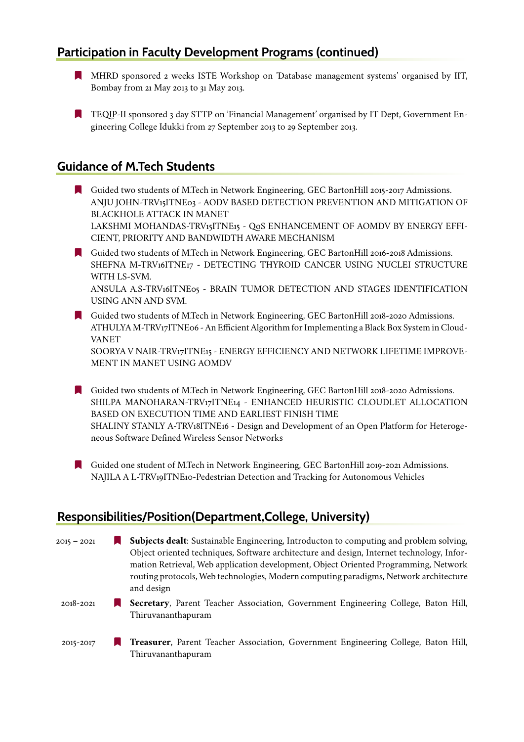## Participation in Faculty Development Programs (continued)

- MHRD sponsored 2 weeks ISTE Workshop on 'Database management systems' organised by IIT, Bombay from 21 May 2013 to 31 May 2013.
- TEQIP-II sponsored 3 day STTP on 'Financial Management' organised by IT Dept, Government Engineering College Idukki from 27 September 2013 to 29 September 2013.

## Guidance of M.Tech Students

- Guided two students of M.Tech in Network Engineering, GEC BartonHill 2015-2017 Admissions.
  ANJU JOHN-TRV15ITNE03 - AODV BASED DETECTION PREVENTION AND MITIGATION OF BLACKHOLE ATTACK IN MANET
  LAKSHMI MOHANDAS-TRV15ITNE15 - QoS ENHANCEMENT OF AOMDV BY ENERGY EFFICIENT, PRIORITY AND BANDWIDTH AWARE MECHANISM
- Guided two students of M.Tech in Network Engineering, GEC BartonHill 2016-2018 Admissions.
  SHEFNA M-TRV16ITNE17 - DETECTING THYROID CANCER USING NUCLEI STRUCTURE WITH LS-SVM.
  ANSULA A.S-TRV16ITNE05 - BRAIN TUMOR DETECTION AND STAGES IDENTIFICATION USING ANN AND SVM.
- Guided two students of M.Tech in Network Engineering, GEC BartonHill 2018-2020 Admissions.
  ATHULYA M-TRV17ITNE06 - An Efficient Algorithm for Implementing a Black Box System in Cloud-VANET
  SOORYA V NAIR-TRV17ITNE15 - ENERGY EFFICIENCY AND NETWORK LIFETIME IMPROVEMENT IN MANET USING AOMDV
- Guided two students of M.Tech in Network Engineering, GEC BartonHill 2018-2020 Admissions.
  SHILPA MANOHARAN-TRV17ITNE14 - ENHANCED HEURISTIC CLOUDLET ALLOCATION BASED ON EXECUTION TIME AND EARLIEST FINISH TIME
  SHALINY STANLY A-TRV18ITNE16 - Design and Development of an Open Platform for Heterogeneous Software Defined Wireless Sensor Networks
- Guided one student of M.Tech in Network Engineering, GEC BartonHill 2019-2021 Admissions.
  NAJILA A L-TRV19ITNE10-Pedestrian Detection and Tracking for Autonomous Vehicles

## Responsibilities/Position(Department,College, University)

- 2015 – 2021 — **Subjects dealt**: Sustainable Engineering, Introducton to computing and problem solving, Object oriented techniques, Software architecture and design, Internet technology, Information Retrieval, Web application development, Object Oriented Programming, Network routing protocols, Web technologies, Modern computing paradigms, Network architecture and design
- 2018-2021 — **Secretary**, Parent Teacher Association, Government Engineering College, Baton Hill, Thiruvananthapuram
- 2015-2017 — **Treasurer**, Parent Teacher Association, Government Engineering College, Baton Hill, Thiruvananthapuram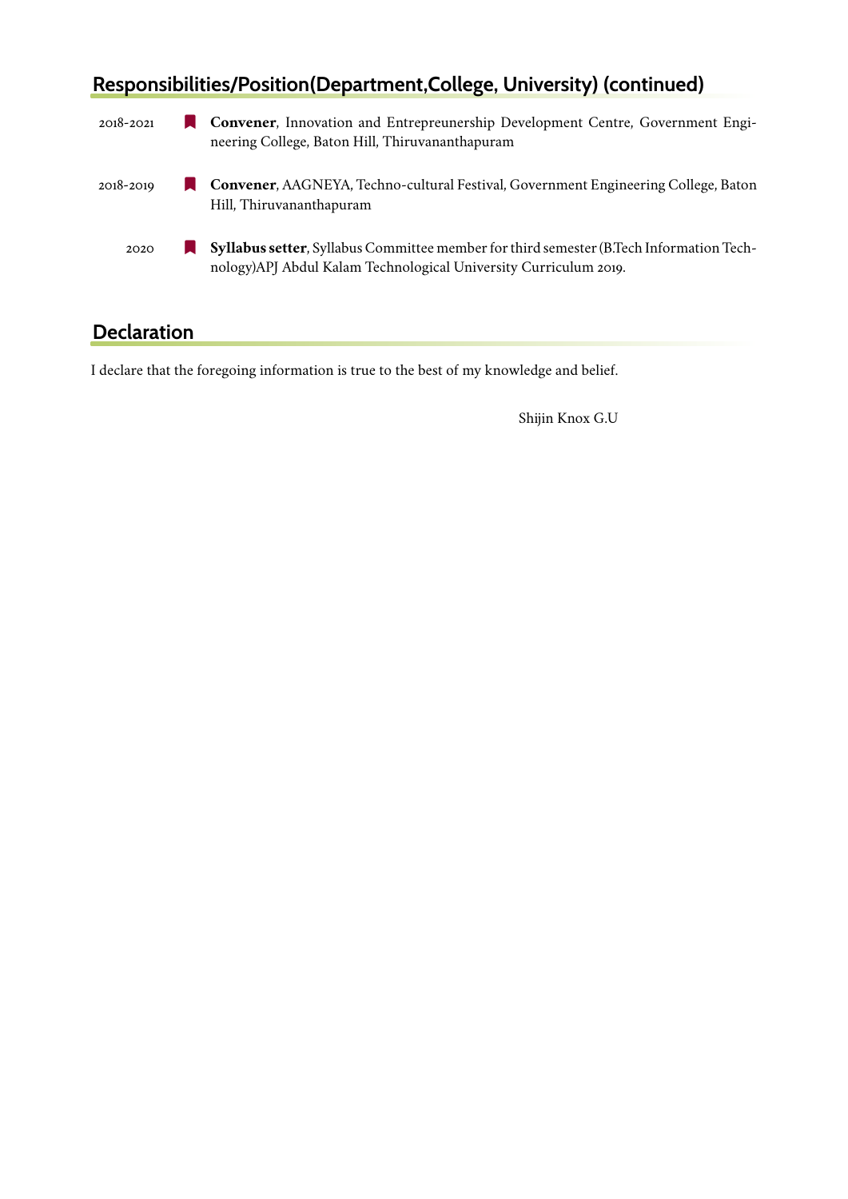## Responsibilities/Position(Department,College, University) (continued)

2018-2021 **Convener**, Innovation and Entrepreunership Development Centre, Government Engineering College, Baton Hill, Thiruvananthapuram

2018-2019 **Convener**, AAGNEYA, Techno-cultural Festival, Government Engineering College, Baton Hill, Thiruvananthapuram

2020 **Syllabus setter**, Syllabus Committee member for third semester (B.Tech Information Technology)APJ Abdul Kalam Technological University Curriculum 2019.

## Declaration

I declare that the foregoing information is true to the best of my knowledge and belief.

Shijin Knox G.U